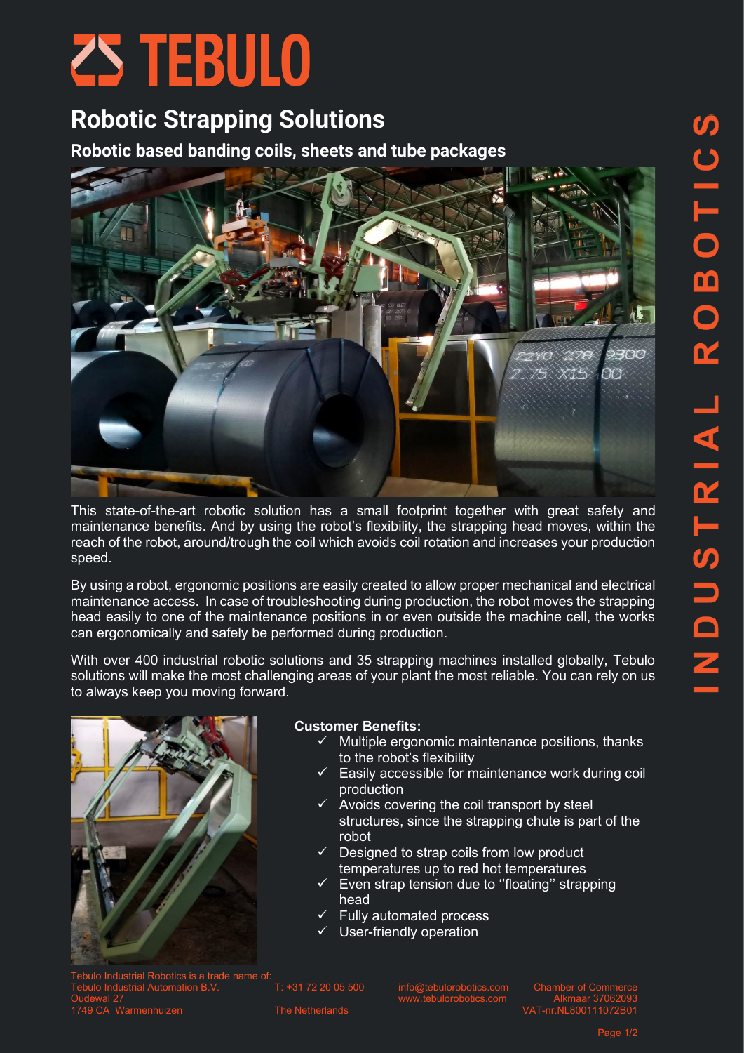# TEBULO

## Robotic Strapping Solutions

### Robotic based banding coils, sheets and tube packages

This state-of-the-art robotic solution has a small footprint together with great safety and maintenance benefits. And by using the robot's flexibility, the strapping head moves, within the reach of the robot, around/trough the coil which avoids coil rotation and increases your production speed.

By using a robot, ergonomic positions are easily created to allow proper mechanical and electrical maintenance access. In case of troubleshooting during production, the robot moves the strapping head easily to one of the maintenance positions in or even outside the machine cell, the works can ergonomically and safely be performed during production.

With over 400 industrial robotic solutions and 35 strapping machines installed globally, Tebulo solutions will make the most challenging areas of your plant the most reliable. You can rely on us to always keep you moving forward.

**Customer Benefits:**

- ✓ Multiple ergonomic maintenance positions, thanks to the robot's flexibility
- ✓ Easily accessible for maintenance work during coil production
- ✓ Avoids covering the coil transport by steel structures, since the strapping chute is part of the robot
- ✓ Designed to strap coils from low product temperatures up to red hot temperatures
- ✓ Even strap tension due to ''floating'' strapping head
- ✓ Fully automated process
- ✓ User-friendly operation

INDUSTRIAL ROBOTICS

Tebulo Industrial Robotics is a trade name of:
Tebulo Industrial Automation B.V.
Oudewal 27
1749 CA Warmenhuizen

T: +31 72 20 05 500
The Netherlands

info@tebulorobotics.com
www.tebulorobotics.com

Chamber of Commerce
Alkmaar 37062093
VAT-nr.NL800111072B01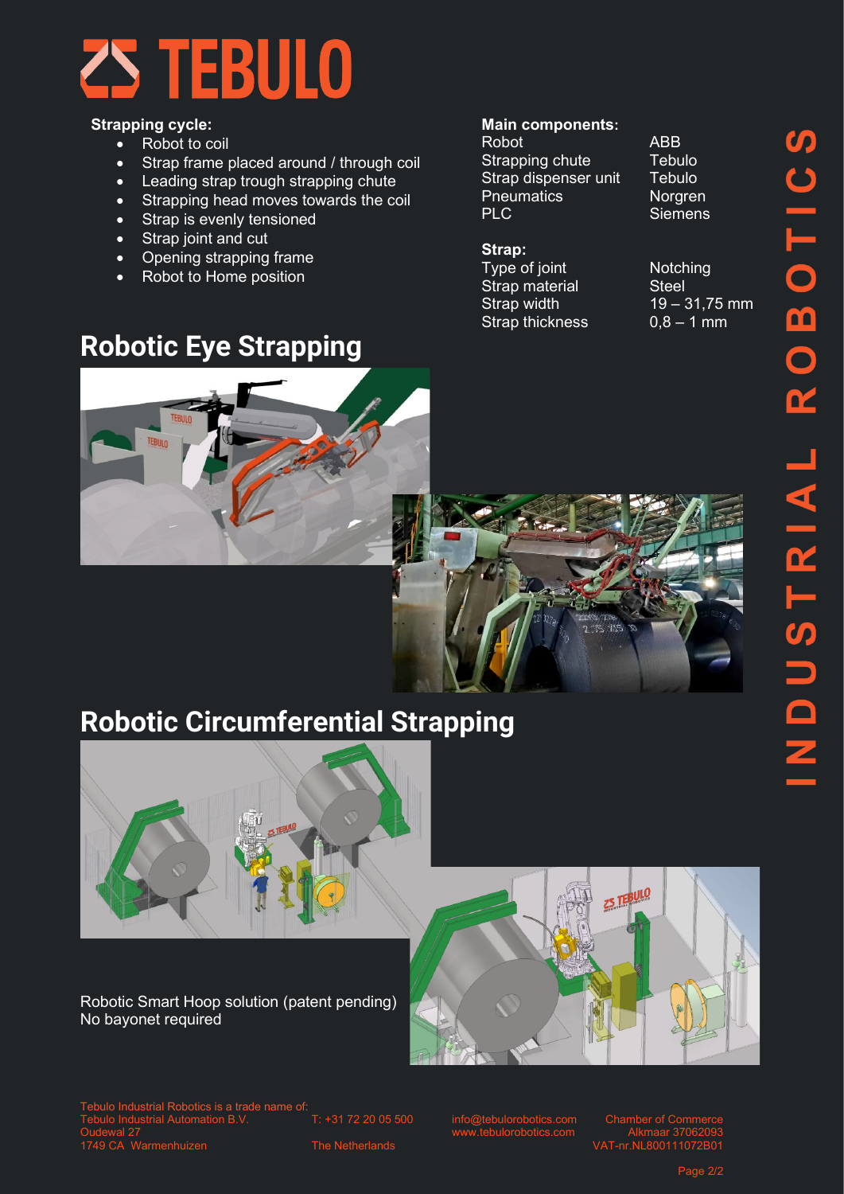# TEBULO

**Strapping cycle:**

- Robot to coil
- Strap frame placed around / through coil
- Leading strap trough strapping chute
- Strapping head moves towards the coil
- Strap is evenly tensioned
- Strap joint and cut
- Opening strapping frame
- Robot to Home position

**Main components:**

| | |
|---|---|
| Robot | ABB |
| Strapping chute | Tebulo |
| Strap dispenser unit | Tebulo |
| Pneumatics | Norgren |
| PLC | Siemens |

**Strap:**

| | |
|---|---|
| Type of joint | Notching |
| Strap material | Steel |
| Strap width | 19 – 31,75 mm |
| Strap thickness | 0,8 – 1 mm |

INDUSTRIAL ROBOTICS

## Robotic Eye Strapping

## Robotic Circumferential Strapping

Robotic Smart Hoop solution (patent pending)
No bayonet required

Tebulo Industrial Robotics is a trade name of:
Tebulo Industrial Automation B.V.
Oudewal 27
1749 CA Warmenhuizen

T: +31 72 20 05 500
The Netherlands

info@tebulorobotics.com
www.tebulorobotics.com

Chamber of Commerce
Alkmaar 37062093
VAT-nr.NL800111072B01